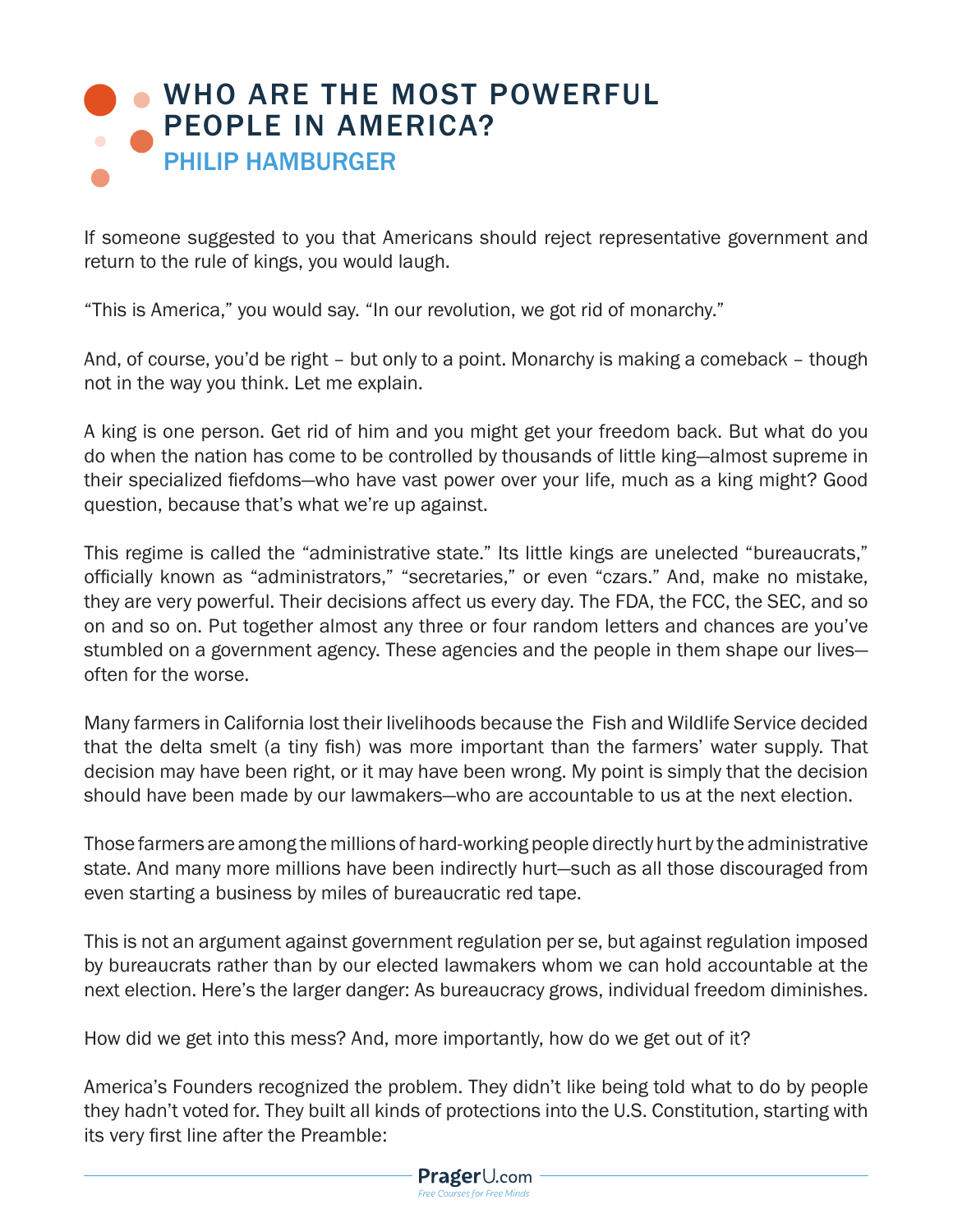# WHO ARE THE MOST POWERFUL PEOPLE IN AMERICA?

## PHILIP HAMBURGER

If someone suggested to you that Americans should reject representative government and return to the rule of kings, you would laugh.

"This is America," you would say. "In our revolution, we got rid of monarchy."

And, of course, you'd be right – but only to a point. Monarchy is making a comeback – though not in the way you think. Let me explain.

A king is one person. Get rid of him and you might get your freedom back. But what do you do when the nation has come to be controlled by thousands of little king—almost supreme in their specialized fiefdoms—who have vast power over your life, much as a king might? Good question, because that's what we're up against.

This regime is called the "administrative state." Its little kings are unelected "bureaucrats," officially known as "administrators," "secretaries," or even "czars." And, make no mistake, they are very powerful. Their decisions affect us every day. The FDA, the FCC, the SEC, and so on and so on. Put together almost any three or four random letters and chances are you've stumbled on a government agency. These agencies and the people in them shape our lives—often for the worse.

Many farmers in California lost their livelihoods because the Fish and Wildlife Service decided that the delta smelt (a tiny fish) was more important than the farmers' water supply. That decision may have been right, or it may have been wrong. My point is simply that the decision should have been made by our lawmakers—who are accountable to us at the next election.

Those farmers are among the millions of hard-working people directly hurt by the administrative state. And many more millions have been indirectly hurt—such as all those discouraged from even starting a business by miles of bureaucratic red tape.

This is not an argument against government regulation per se, but against regulation imposed by bureaucrats rather than by our elected lawmakers whom we can hold accountable at the next election. Here's the larger danger: As bureaucracy grows, individual freedom diminishes.

How did we get into this mess? And, more importantly, how do we get out of it?

America's Founders recognized the problem. They didn't like being told what to do by people they hadn't voted for. They built all kinds of protections into the U.S. Constitution, starting with its very first line after the Preamble: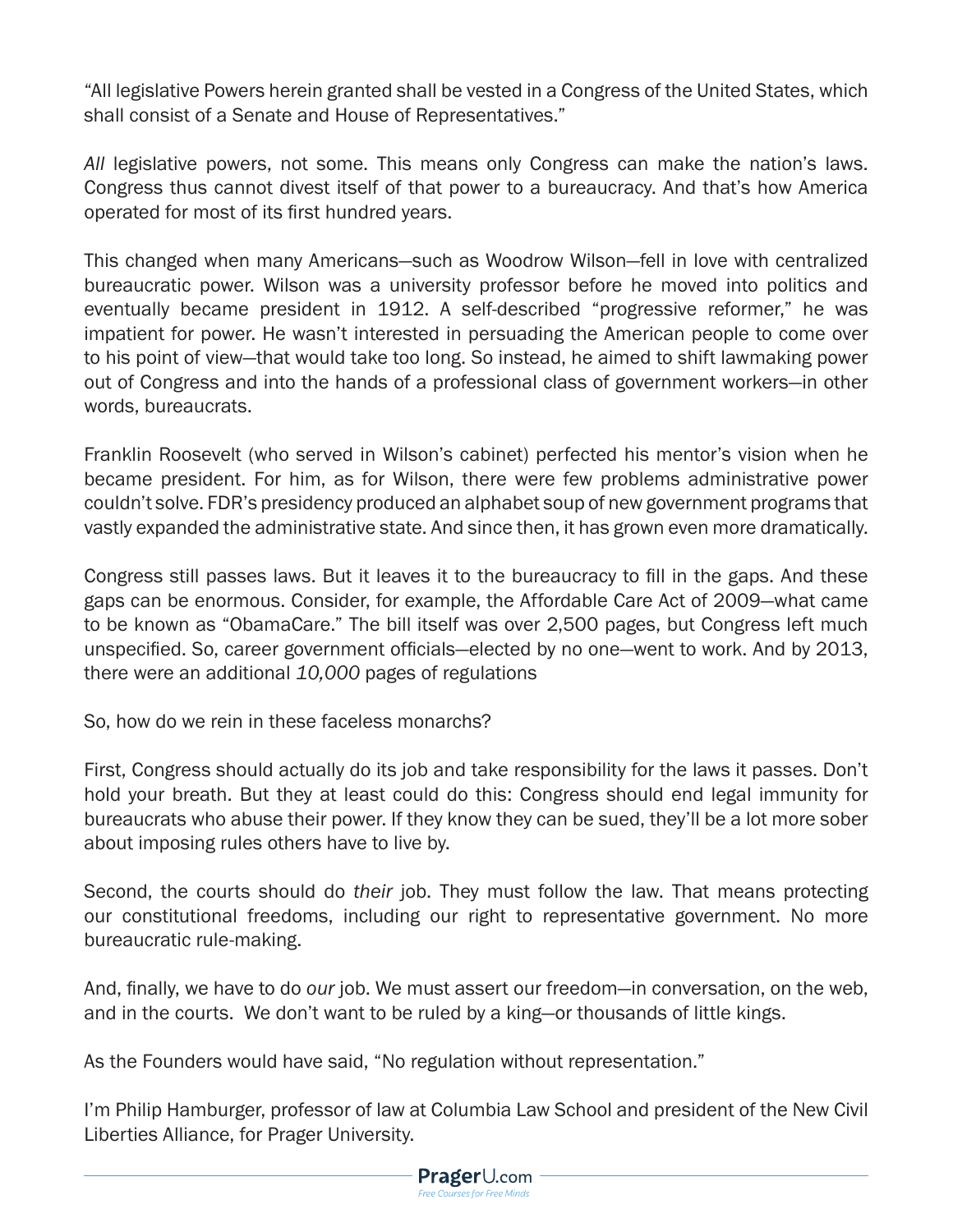"All legislative Powers herein granted shall be vested in a Congress of the United States, which shall consist of a Senate and House of Representatives."

*All* legislative powers, not some. This means only Congress can make the nation's laws. Congress thus cannot divest itself of that power to a bureaucracy. And that's how America operated for most of its first hundred years.

This changed when many Americans—such as Woodrow Wilson—fell in love with centralized bureaucratic power. Wilson was a university professor before he moved into politics and eventually became president in 1912. A self-described "progressive reformer," he was impatient for power. He wasn't interested in persuading the American people to come over to his point of view—that would take too long. So instead, he aimed to shift lawmaking power out of Congress and into the hands of a professional class of government workers—in other words, bureaucrats.

Franklin Roosevelt (who served in Wilson's cabinet) perfected his mentor's vision when he became president. For him, as for Wilson, there were few problems administrative power couldn't solve. FDR's presidency produced an alphabet soup of new government programs that vastly expanded the administrative state. And since then, it has grown even more dramatically.

Congress still passes laws. But it leaves it to the bureaucracy to fill in the gaps. And these gaps can be enormous. Consider, for example, the Affordable Care Act of 2009—what came to be known as "ObamaCare." The bill itself was over 2,500 pages, but Congress left much unspecified. So, career government officials—elected by no one—went to work. And by 2013, there were an additional *10,000* pages of regulations

So, how do we rein in these faceless monarchs?

First, Congress should actually do its job and take responsibility for the laws it passes. Don't hold your breath. But they at least could do this: Congress should end legal immunity for bureaucrats who abuse their power. If they know they can be sued, they'll be a lot more sober about imposing rules others have to live by.

Second, the courts should do *their* job. They must follow the law. That means protecting our constitutional freedoms, including our right to representative government. No more bureaucratic rule-making.

And, finally, we have to do *our* job. We must assert our freedom—in conversation, on the web, and in the courts. We don't want to be ruled by a king—or thousands of little kings.

As the Founders would have said, "No regulation without representation."

I'm Philip Hamburger, professor of law at Columbia Law School and president of the New Civil Liberties Alliance, for Prager University.